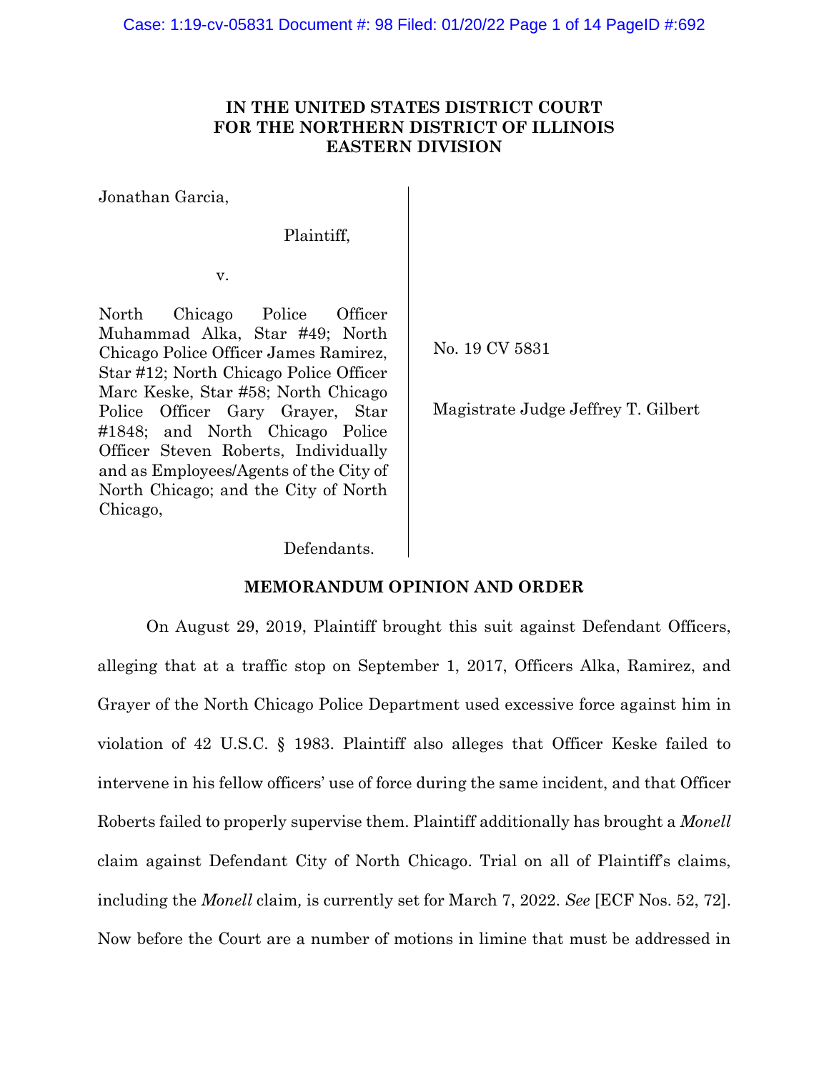**IN THE UNITED STATES DISTRICT COURT**
**FOR THE NORTHERN DISTRICT OF ILLINOIS**
**EASTERN DIVISION**

| | |
|---|---|
| Jonathan Garcia,<br><br>Plaintiff,<br><br>v.<br><br>North Chicago Police Officer Muhammad Alka, Star #49; North Chicago Police Officer James Ramirez, Star #12; North Chicago Police Officer Marc Keske, Star #58; North Chicago Police Officer Gary Grayer, Star #1848; and North Chicago Police Officer Steven Roberts, Individually and as Employees/Agents of the City of North Chicago; and the City of North Chicago,<br><br>Defendants. | No. 19 CV 5831<br><br>Magistrate Judge Jeffrey T. Gilbert |

**MEMORANDUM OPINION AND ORDER**

On August 29, 2019, Plaintiff brought this suit against Defendant Officers, alleging that at a traffic stop on September 1, 2017, Officers Alka, Ramirez, and Grayer of the North Chicago Police Department used excessive force against him in violation of 42 U.S.C. § 1983. Plaintiff also alleges that Officer Keske failed to intervene in his fellow officers' use of force during the same incident, and that Officer Roberts failed to properly supervise them. Plaintiff additionally has brought a *Monell* claim against Defendant City of North Chicago. Trial on all of Plaintiff's claims, including the *Monell* claim, is currently set for March 7, 2022. *See* [ECF Nos. 52, 72]. Now before the Court are a number of motions in limine that must be addressed in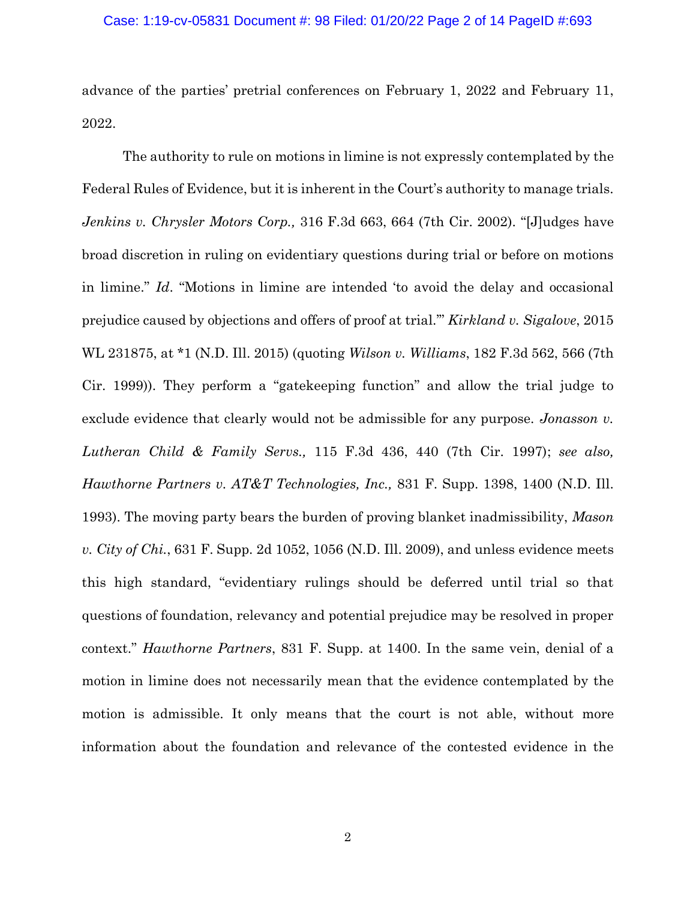advance of the parties' pretrial conferences on February 1, 2022 and February 11, 2022.

The authority to rule on motions in limine is not expressly contemplated by the Federal Rules of Evidence, but it is inherent in the Court's authority to manage trials. *Jenkins v. Chrysler Motors Corp.,* 316 F.3d 663, 664 (7th Cir. 2002). "[J]udges have broad discretion in ruling on evidentiary questions during trial or before on motions in limine." *Id*. "Motions in limine are intended 'to avoid the delay and occasional prejudice caused by objections and offers of proof at trial.'" *Kirkland v. Sigalove*, 2015 WL 231875, at *1 (N.D. Ill. 2015) (quoting *Wilson v. Williams*, 182 F.3d 562, 566 (7th Cir. 1999)). They perform a "gatekeeping function" and allow the trial judge to exclude evidence that clearly would not be admissible for any purpose. *Jonasson v. Lutheran Child & Family Servs.,* 115 F.3d 436, 440 (7th Cir. 1997); *see also, Hawthorne Partners v. AT&T Technologies, Inc.,* 831 F. Supp. 1398, 1400 (N.D. Ill. 1993). The moving party bears the burden of proving blanket inadmissibility, *Mason v. City of Chi.*, 631 F. Supp. 2d 1052, 1056 (N.D. Ill. 2009), and unless evidence meets this high standard, "evidentiary rulings should be deferred until trial so that questions of foundation, relevancy and potential prejudice may be resolved in proper context." *Hawthorne Partners*, 831 F. Supp. at 1400. In the same vein, denial of a motion in limine does not necessarily mean that the evidence contemplated by the motion is admissible. It only means that the court is not able, without more information about the foundation and relevance of the contested evidence in the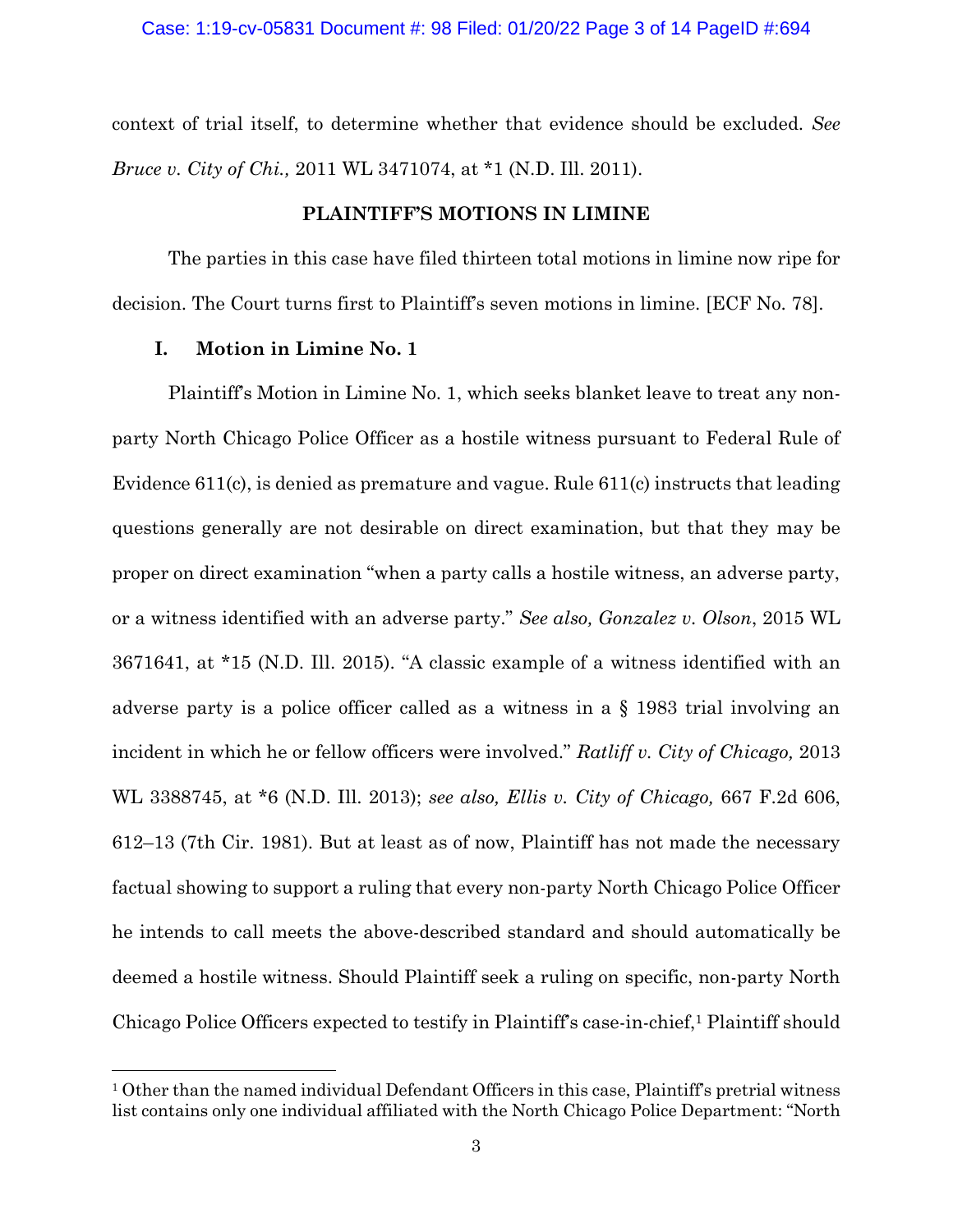context of trial itself, to determine whether that evidence should be excluded. *See Bruce v. City of Chi.,* 2011 WL 3471074, at *1 (N.D. Ill. 2011).

## PLAINTIFF'S MOTIONS IN LIMINE

The parties in this case have filed thirteen total motions in limine now ripe for decision. The Court turns first to Plaintiff's seven motions in limine. [ECF No. 78].

### I. Motion in Limine No. 1

Plaintiff's Motion in Limine No. 1, which seeks blanket leave to treat any non-party North Chicago Police Officer as a hostile witness pursuant to Federal Rule of Evidence 611(c), is denied as premature and vague. Rule 611(c) instructs that leading questions generally are not desirable on direct examination, but that they may be proper on direct examination "when a party calls a hostile witness, an adverse party, or a witness identified with an adverse party." *See also, Gonzalez v. Olson*, 2015 WL 3671641, at *15 (N.D. Ill. 2015). "A classic example of a witness identified with an adverse party is a police officer called as a witness in a § 1983 trial involving an incident in which he or fellow officers were involved." *Ratliff v. City of Chicago,* 2013 WL 3388745, at *6 (N.D. Ill. 2013); *see also, Ellis v. City of Chicago,* 667 F.2d 606, 612–13 (7th Cir. 1981). But at least as of now, Plaintiff has not made the necessary factual showing to support a ruling that every non-party North Chicago Police Officer he intends to call meets the above-described standard and should automatically be deemed a hostile witness. Should Plaintiff seek a ruling on specific, non-party North Chicago Police Officers expected to testify in Plaintiff's case-in-chief,[1] Plaintiff should

---

[1] Other than the named individual Defendant Officers in this case, Plaintiff's pretrial witness list contains only one individual affiliated with the North Chicago Police Department: "North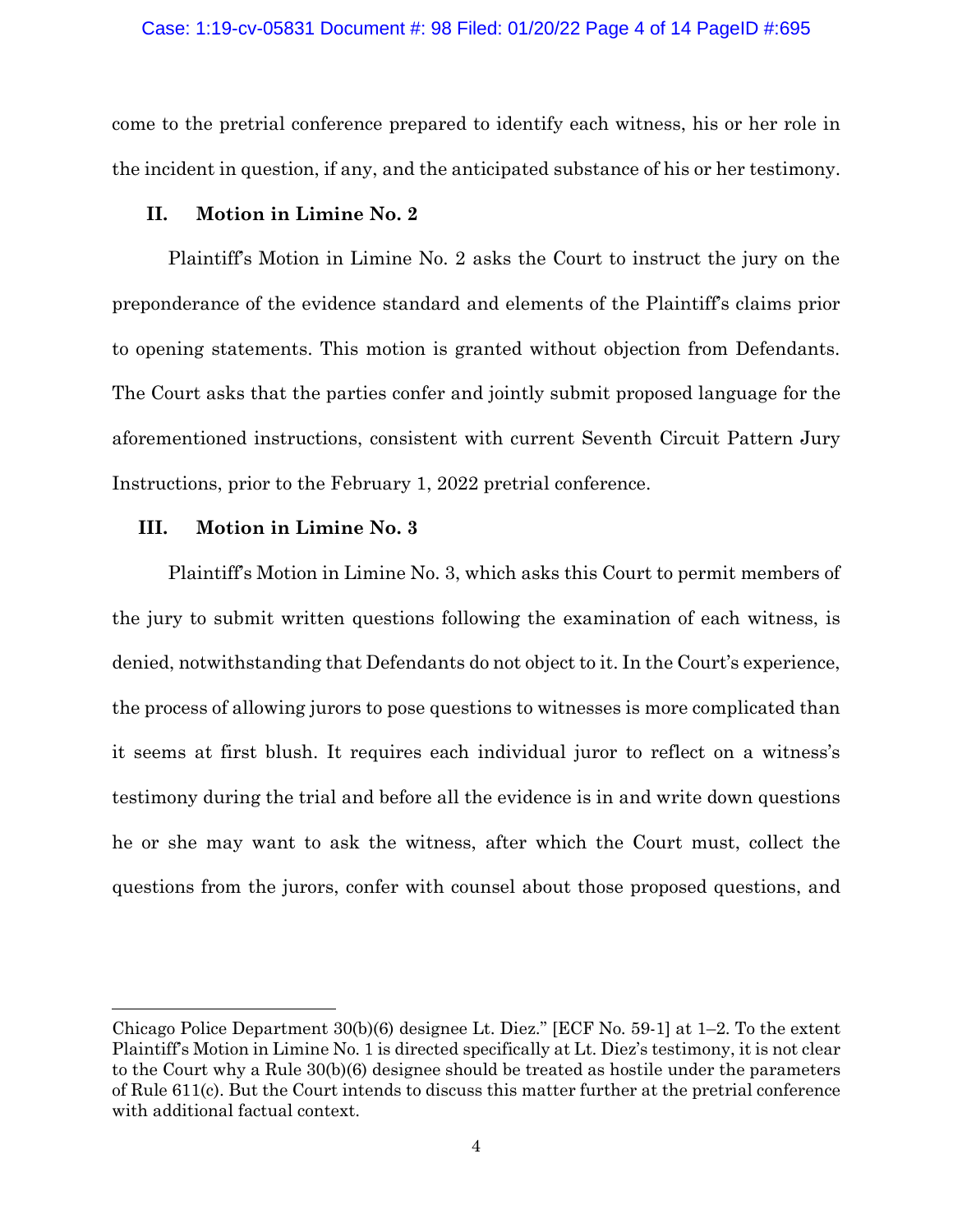come to the pretrial conference prepared to identify each witness, his or her role in the incident in question, if any, and the anticipated substance of his or her testimony.

## II. Motion in Limine No. 2

Plaintiff's Motion in Limine No. 2 asks the Court to instruct the jury on the preponderance of the evidence standard and elements of the Plaintiff's claims prior to opening statements. This motion is granted without objection from Defendants. The Court asks that the parties confer and jointly submit proposed language for the aforementioned instructions, consistent with current Seventh Circuit Pattern Jury Instructions, prior to the February 1, 2022 pretrial conference.

## III. Motion in Limine No. 3

Plaintiff's Motion in Limine No. 3, which asks this Court to permit members of the jury to submit written questions following the examination of each witness, is denied, notwithstanding that Defendants do not object to it. In the Court's experience, the process of allowing jurors to pose questions to witnesses is more complicated than it seems at first blush. It requires each individual juror to reflect on a witness's testimony during the trial and before all the evidence is in and write down questions he or she may want to ask the witness, after which the Court must, collect the questions from the jurors, confer with counsel about those proposed questions, and

---

Chicago Police Department 30(b)(6) designee Lt. Diez." [ECF No. 59-1] at 1–2. To the extent Plaintiff's Motion in Limine No. 1 is directed specifically at Lt. Diez's testimony, it is not clear to the Court why a Rule 30(b)(6) designee should be treated as hostile under the parameters of Rule 611(c). But the Court intends to discuss this matter further at the pretrial conference with additional factual context.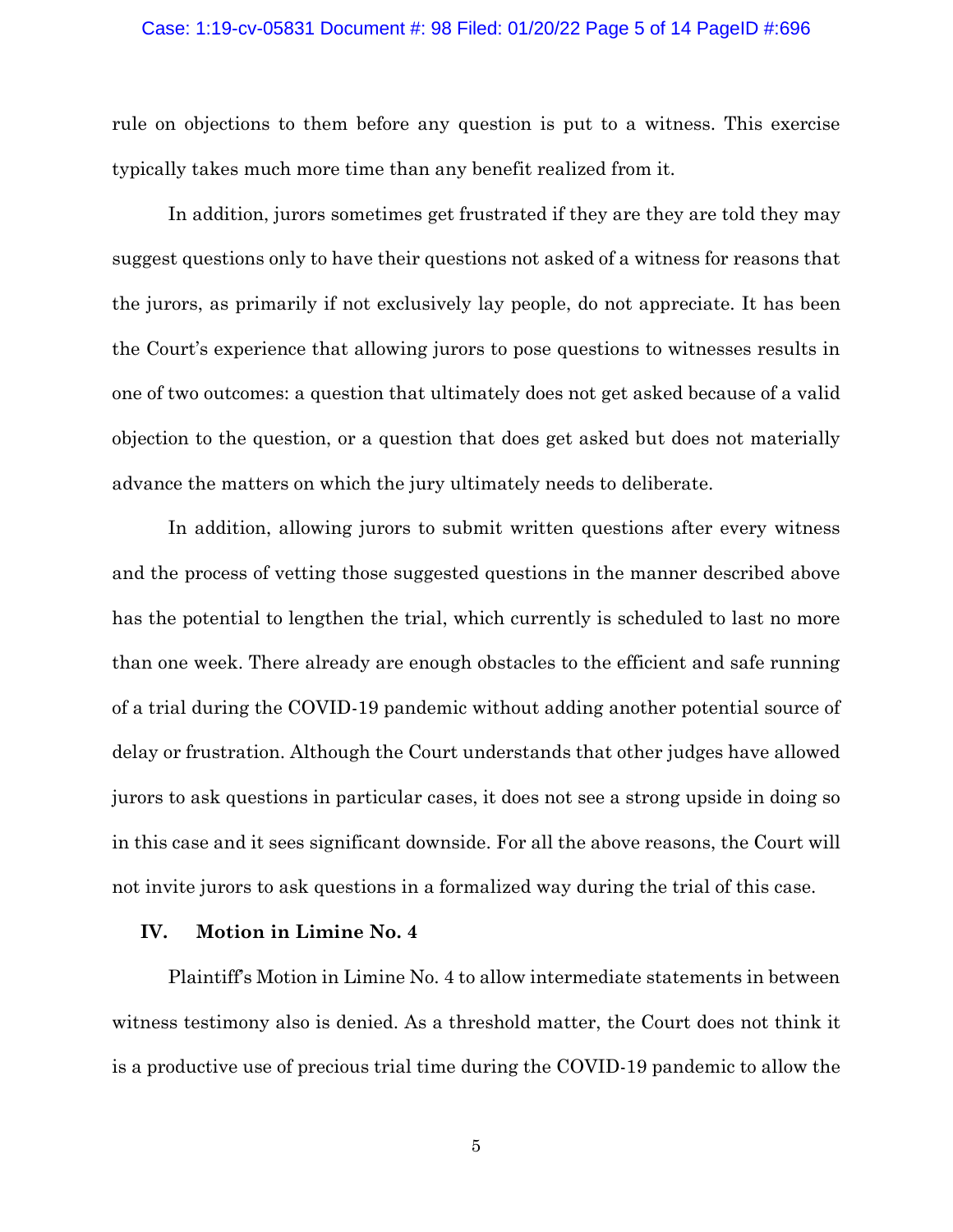rule on objections to them before any question is put to a witness. This exercise typically takes much more time than any benefit realized from it.

In addition, jurors sometimes get frustrated if they are they are told they may suggest questions only to have their questions not asked of a witness for reasons that the jurors, as primarily if not exclusively lay people, do not appreciate. It has been the Court's experience that allowing jurors to pose questions to witnesses results in one of two outcomes: a question that ultimately does not get asked because of a valid objection to the question, or a question that does get asked but does not materially advance the matters on which the jury ultimately needs to deliberate.

In addition, allowing jurors to submit written questions after every witness and the process of vetting those suggested questions in the manner described above has the potential to lengthen the trial, which currently is scheduled to last no more than one week. There already are enough obstacles to the efficient and safe running of a trial during the COVID-19 pandemic without adding another potential source of delay or frustration. Although the Court understands that other judges have allowed jurors to ask questions in particular cases, it does not see a strong upside in doing so in this case and it sees significant downside. For all the above reasons, the Court will not invite jurors to ask questions in a formalized way during the trial of this case.

## IV. Motion in Limine No. 4

Plaintiff's Motion in Limine No. 4 to allow intermediate statements in between witness testimony also is denied. As a threshold matter, the Court does not think it is a productive use of precious trial time during the COVID-19 pandemic to allow the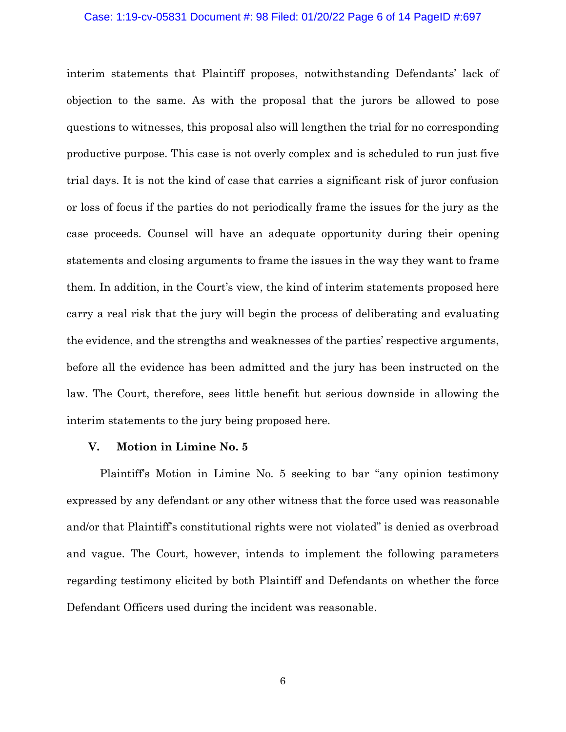interim statements that Plaintiff proposes, notwithstanding Defendants' lack of objection to the same. As with the proposal that the jurors be allowed to pose questions to witnesses, this proposal also will lengthen the trial for no corresponding productive purpose. This case is not overly complex and is scheduled to run just five trial days. It is not the kind of case that carries a significant risk of juror confusion or loss of focus if the parties do not periodically frame the issues for the jury as the case proceeds. Counsel will have an adequate opportunity during their opening statements and closing arguments to frame the issues in the way they want to frame them. In addition, in the Court's view, the kind of interim statements proposed here carry a real risk that the jury will begin the process of deliberating and evaluating the evidence, and the strengths and weaknesses of the parties' respective arguments, before all the evidence has been admitted and the jury has been instructed on the law. The Court, therefore, sees little benefit but serious downside in allowing the interim statements to the jury being proposed here.

### V. Motion in Limine No. 5

Plaintiff's Motion in Limine No. 5 seeking to bar "any opinion testimony expressed by any defendant or any other witness that the force used was reasonable and/or that Plaintiff's constitutional rights were not violated" is denied as overbroad and vague. The Court, however, intends to implement the following parameters regarding testimony elicited by both Plaintiff and Defendants on whether the force Defendant Officers used during the incident was reasonable.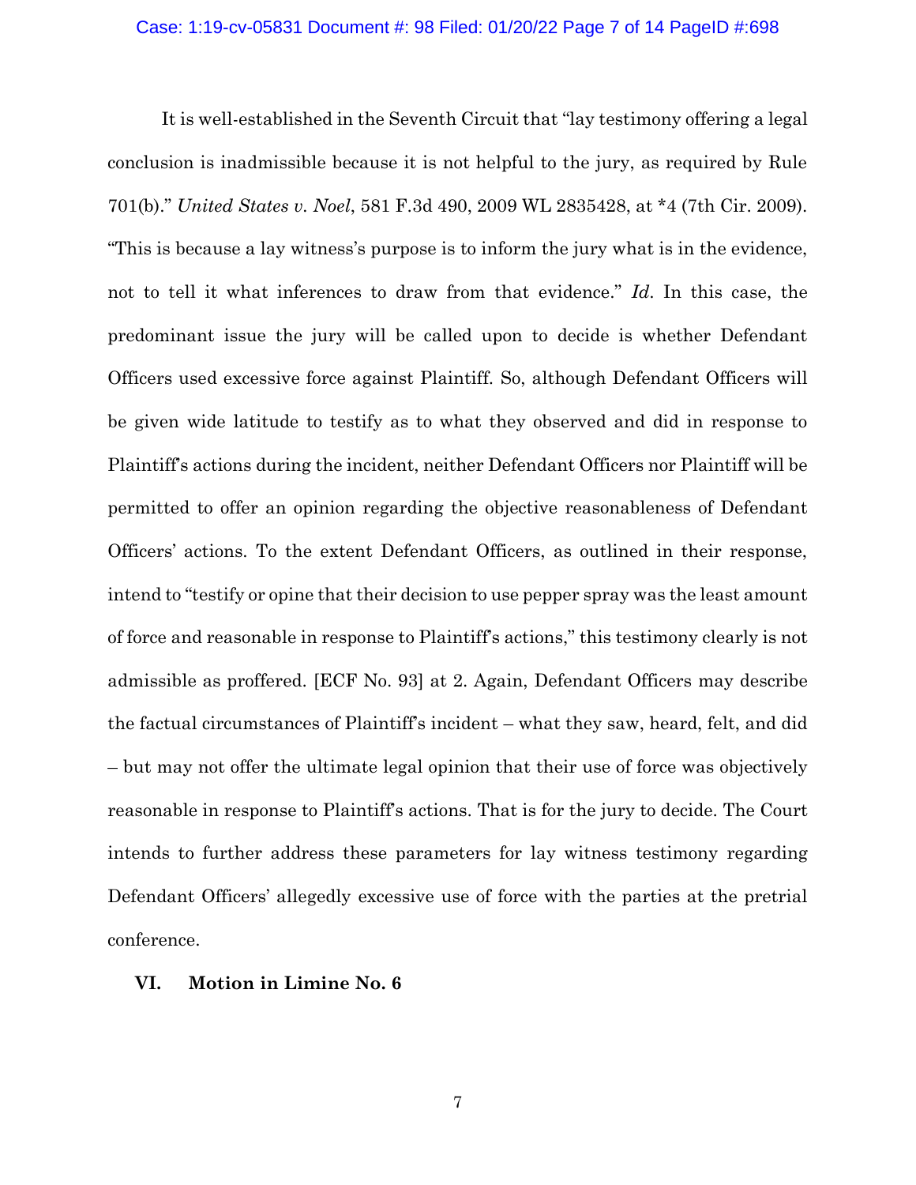It is well-established in the Seventh Circuit that "lay testimony offering a legal conclusion is inadmissible because it is not helpful to the jury, as required by Rule 701(b)." *United States v. Noel*, 581 F.3d 490, 2009 WL 2835428, at *4 (7th Cir. 2009). "This is because a lay witness's purpose is to inform the jury what is in the evidence, not to tell it what inferences to draw from that evidence." *Id*. In this case, the predominant issue the jury will be called upon to decide is whether Defendant Officers used excessive force against Plaintiff. So, although Defendant Officers will be given wide latitude to testify as to what they observed and did in response to Plaintiff's actions during the incident, neither Defendant Officers nor Plaintiff will be permitted to offer an opinion regarding the objective reasonableness of Defendant Officers' actions. To the extent Defendant Officers, as outlined in their response, intend to "testify or opine that their decision to use pepper spray was the least amount of force and reasonable in response to Plaintiff's actions," this testimony clearly is not admissible as proffered. [ECF No. 93] at 2. Again, Defendant Officers may describe the factual circumstances of Plaintiff's incident – what they saw, heard, felt, and did – but may not offer the ultimate legal opinion that their use of force was objectively reasonable in response to Plaintiff's actions. That is for the jury to decide. The Court intends to further address these parameters for lay witness testimony regarding Defendant Officers' allegedly excessive use of force with the parties at the pretrial conference.

## VI. Motion in Limine No. 6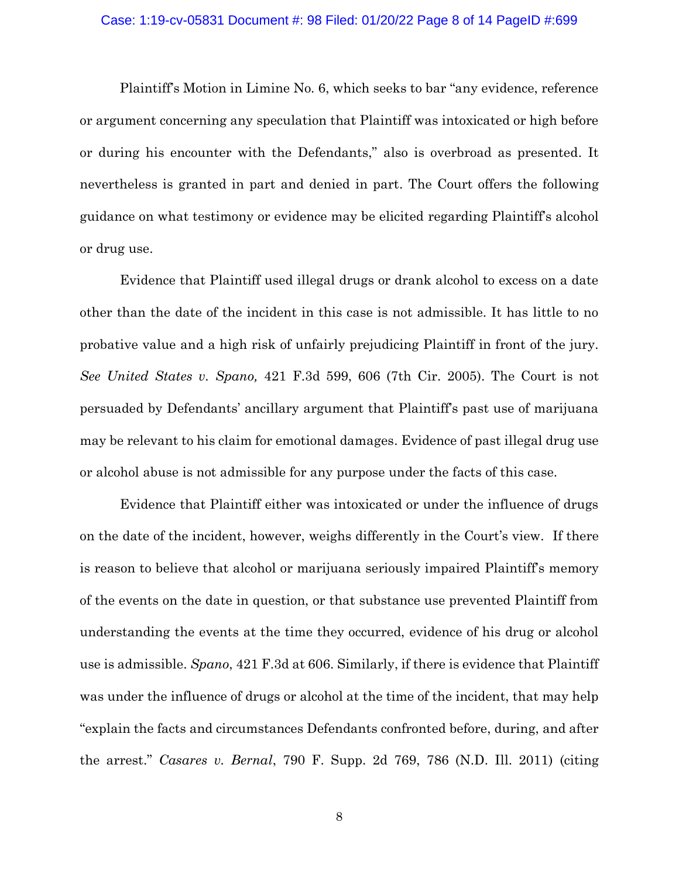Plaintiff's Motion in Limine No. 6, which seeks to bar "any evidence, reference or argument concerning any speculation that Plaintiff was intoxicated or high before or during his encounter with the Defendants," also is overbroad as presented. It nevertheless is granted in part and denied in part. The Court offers the following guidance on what testimony or evidence may be elicited regarding Plaintiff's alcohol or drug use.

Evidence that Plaintiff used illegal drugs or drank alcohol to excess on a date other than the date of the incident in this case is not admissible. It has little to no probative value and a high risk of unfairly prejudicing Plaintiff in front of the jury. *See United States v. Spano,* 421 F.3d 599, 606 (7th Cir. 2005). The Court is not persuaded by Defendants' ancillary argument that Plaintiff's past use of marijuana may be relevant to his claim for emotional damages. Evidence of past illegal drug use or alcohol abuse is not admissible for any purpose under the facts of this case.

Evidence that Plaintiff either was intoxicated or under the influence of drugs on the date of the incident, however, weighs differently in the Court's view. If there is reason to believe that alcohol or marijuana seriously impaired Plaintiff's memory of the events on the date in question, or that substance use prevented Plaintiff from understanding the events at the time they occurred, evidence of his drug or alcohol use is admissible. *Spano*, 421 F.3d at 606. Similarly, if there is evidence that Plaintiff was under the influence of drugs or alcohol at the time of the incident, that may help "explain the facts and circumstances Defendants confronted before, during, and after the arrest." *Casares v. Bernal*, 790 F. Supp. 2d 769, 786 (N.D. Ill. 2011) (citing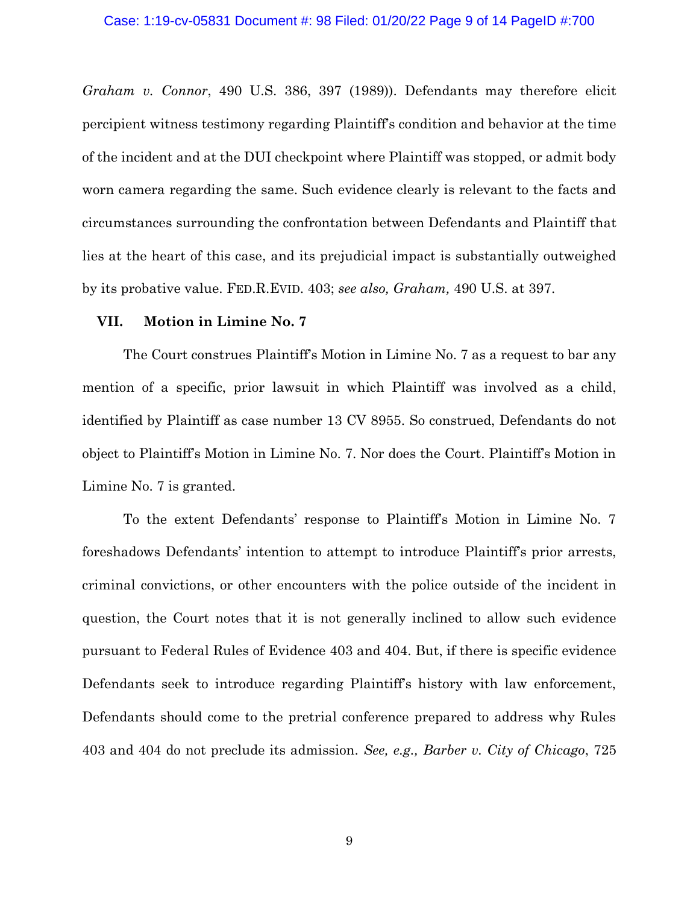*Graham v. Connor*, 490 U.S. 386, 397 (1989)). Defendants may therefore elicit percipient witness testimony regarding Plaintiff's condition and behavior at the time of the incident and at the DUI checkpoint where Plaintiff was stopped, or admit body worn camera regarding the same. Such evidence clearly is relevant to the facts and circumstances surrounding the confrontation between Defendants and Plaintiff that lies at the heart of this case, and its prejudicial impact is substantially outweighed by its probative value. FED.R.EVID. 403; *see also, Graham,* 490 U.S. at 397.

## VII. Motion in Limine No. 7

The Court construes Plaintiff's Motion in Limine No. 7 as a request to bar any mention of a specific, prior lawsuit in which Plaintiff was involved as a child, identified by Plaintiff as case number 13 CV 8955. So construed, Defendants do not object to Plaintiff's Motion in Limine No. 7. Nor does the Court. Plaintiff's Motion in Limine No. 7 is granted.

To the extent Defendants' response to Plaintiff's Motion in Limine No. 7 foreshadows Defendants' intention to attempt to introduce Plaintiff's prior arrests, criminal convictions, or other encounters with the police outside of the incident in question, the Court notes that it is not generally inclined to allow such evidence pursuant to Federal Rules of Evidence 403 and 404. But, if there is specific evidence Defendants seek to introduce regarding Plaintiff's history with law enforcement, Defendants should come to the pretrial conference prepared to address why Rules 403 and 404 do not preclude its admission. *See, e.g., Barber v. City of Chicago*, 725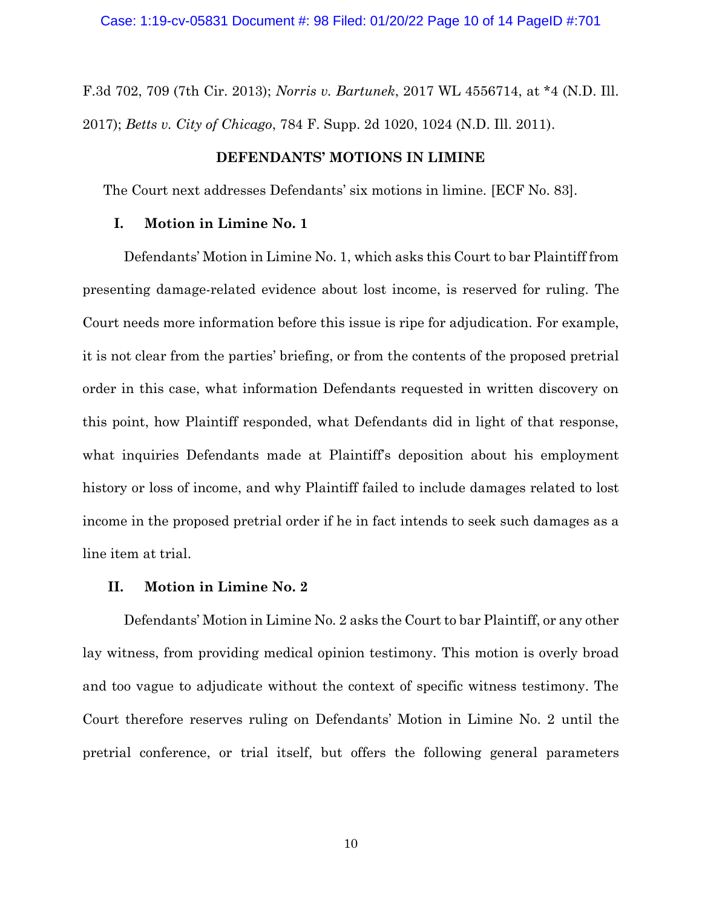F.3d 702, 709 (7th Cir. 2013); *Norris v. Bartunek*, 2017 WL 4556714, at *4 (N.D. Ill. 2017); *Betts v. City of Chicago*, 784 F. Supp. 2d 1020, 1024 (N.D. Ill. 2011).

## DEFENDANTS' MOTIONS IN LIMINE

The Court next addresses Defendants' six motions in limine. [ECF No. 83].

### I. Motion in Limine No. 1

Defendants' Motion in Limine No. 1, which asks this Court to bar Plaintiff from presenting damage-related evidence about lost income, is reserved for ruling. The Court needs more information before this issue is ripe for adjudication. For example, it is not clear from the parties' briefing, or from the contents of the proposed pretrial order in this case, what information Defendants requested in written discovery on this point, how Plaintiff responded, what Defendants did in light of that response, what inquiries Defendants made at Plaintiff's deposition about his employment history or loss of income, and why Plaintiff failed to include damages related to lost income in the proposed pretrial order if he in fact intends to seek such damages as a line item at trial.

### II. Motion in Limine No. 2

Defendants' Motion in Limine No. 2 asks the Court to bar Plaintiff, or any other lay witness, from providing medical opinion testimony. This motion is overly broad and too vague to adjudicate without the context of specific witness testimony. The Court therefore reserves ruling on Defendants' Motion in Limine No. 2 until the pretrial conference, or trial itself, but offers the following general parameters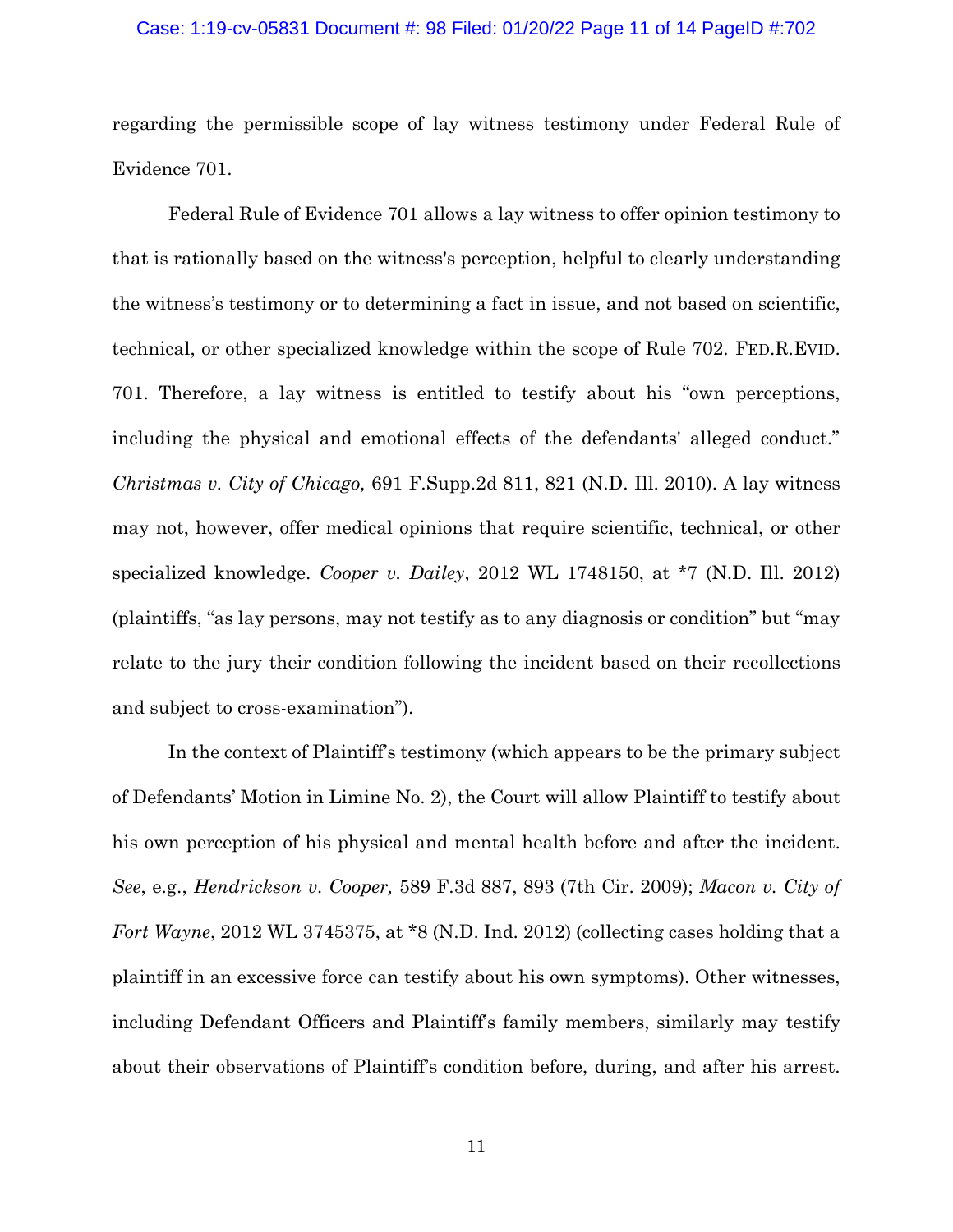regarding the permissible scope of lay witness testimony under Federal Rule of Evidence 701.

Federal Rule of Evidence 701 allows a lay witness to offer opinion testimony to that is rationally based on the witness's perception, helpful to clearly understanding the witness's testimony or to determining a fact in issue, and not based on scientific, technical, or other specialized knowledge within the scope of Rule 702. FED.R.EVID. 701. Therefore, a lay witness is entitled to testify about his "own perceptions, including the physical and emotional effects of the defendants' alleged conduct." *Christmas v. City of Chicago,* 691 F.Supp.2d 811, 821 (N.D. Ill. 2010). A lay witness may not, however, offer medical opinions that require scientific, technical, or other specialized knowledge. *Cooper v. Dailey*, 2012 WL 1748150, at *7 (N.D. Ill. 2012) (plaintiffs, "as lay persons, may not testify as to any diagnosis or condition" but "may relate to the jury their condition following the incident based on their recollections and subject to cross-examination").

In the context of Plaintiff's testimony (which appears to be the primary subject of Defendants' Motion in Limine No. 2), the Court will allow Plaintiff to testify about his own perception of his physical and mental health before and after the incident. *See*, e.g., *Hendrickson v. Cooper,* 589 F.3d 887, 893 (7th Cir. 2009); *Macon v. City of Fort Wayne*, 2012 WL 3745375, at *8 (N.D. Ind. 2012) (collecting cases holding that a plaintiff in an excessive force can testify about his own symptoms). Other witnesses, including Defendant Officers and Plaintiff's family members, similarly may testify about their observations of Plaintiff's condition before, during, and after his arrest.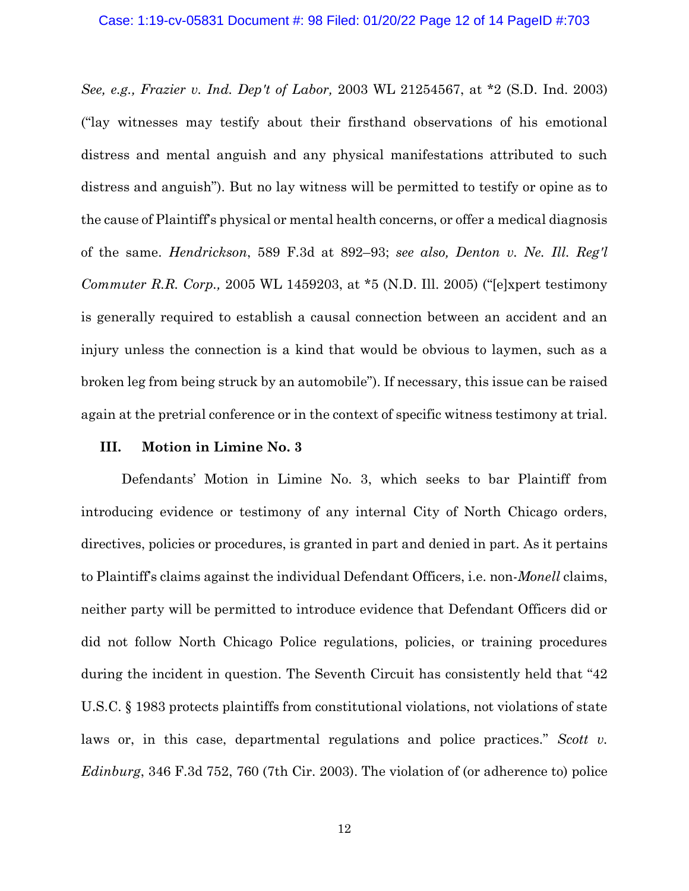*See, e.g., Frazier v. Ind. Dep't of Labor,* 2003 WL 21254567, at *2 (S.D. Ind. 2003) ("lay witnesses may testify about their firsthand observations of his emotional distress and mental anguish and any physical manifestations attributed to such distress and anguish"). But no lay witness will be permitted to testify or opine as to the cause of Plaintiff's physical or mental health concerns, or offer a medical diagnosis of the same. *Hendrickson*, 589 F.3d at 892–93; *see also, Denton v. Ne. Ill. Reg'l Commuter R.R. Corp.,* 2005 WL 1459203, at *5 (N.D. Ill. 2005) ("[e]xpert testimony is generally required to establish a causal connection between an accident and an injury unless the connection is a kind that would be obvious to laymen, such as a broken leg from being struck by an automobile"). If necessary, this issue can be raised again at the pretrial conference or in the context of specific witness testimony at trial.

### III. Motion in Limine No. 3

Defendants' Motion in Limine No. 3, which seeks to bar Plaintiff from introducing evidence or testimony of any internal City of North Chicago orders, directives, policies or procedures, is granted in part and denied in part. As it pertains to Plaintiff's claims against the individual Defendant Officers, i.e. non-*Monell* claims, neither party will be permitted to introduce evidence that Defendant Officers did or did not follow North Chicago Police regulations, policies, or training procedures during the incident in question. The Seventh Circuit has consistently held that "42 U.S.C. § 1983 protects plaintiffs from constitutional violations, not violations of state laws or, in this case, departmental regulations and police practices." *Scott v. Edinburg*, 346 F.3d 752, 760 (7th Cir. 2003). The violation of (or adherence to) police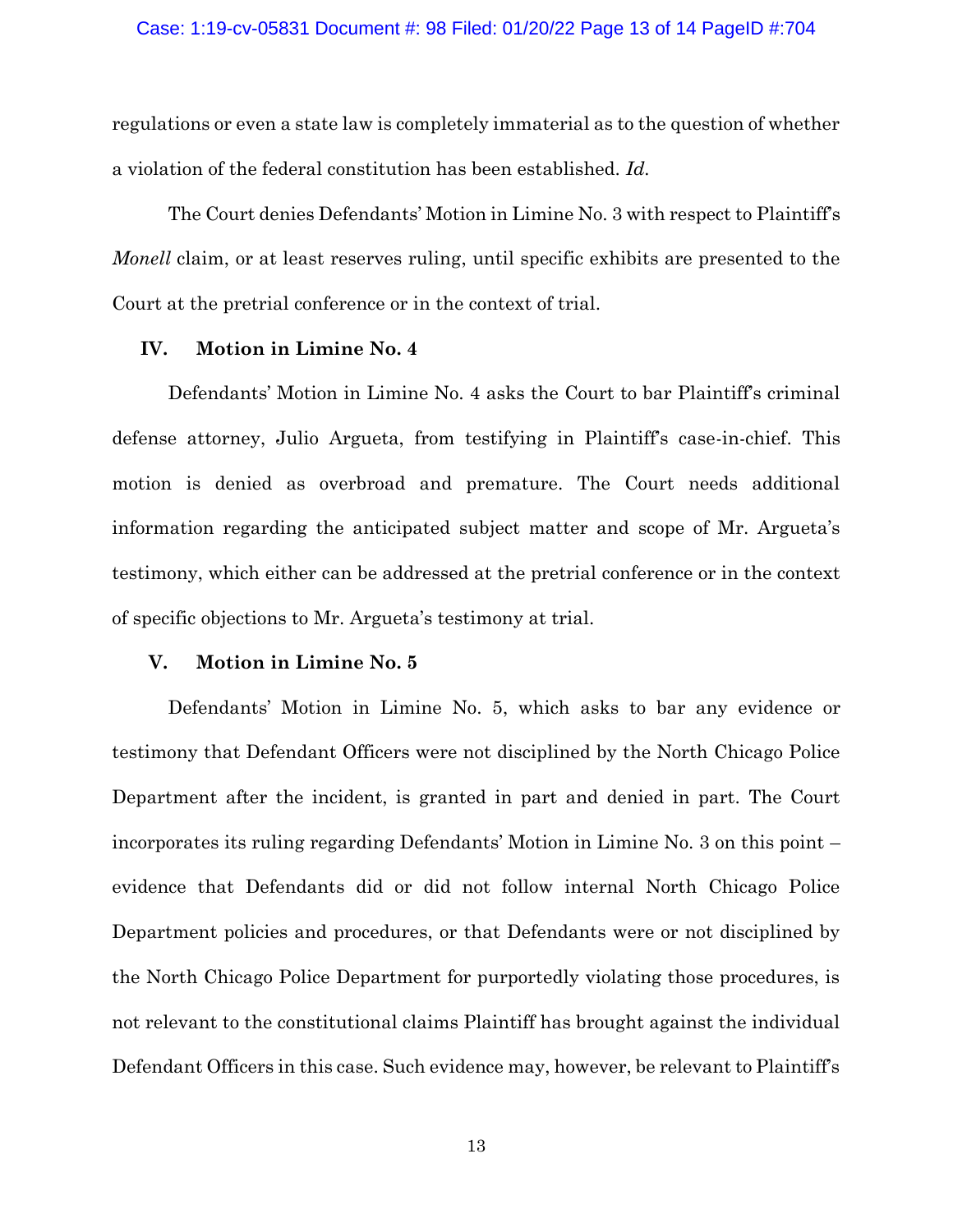regulations or even a state law is completely immaterial as to the question of whether a violation of the federal constitution has been established. *Id.*

The Court denies Defendants' Motion in Limine No. 3 with respect to Plaintiff's *Monell* claim, or at least reserves ruling, until specific exhibits are presented to the Court at the pretrial conference or in the context of trial.

## IV. Motion in Limine No. 4

Defendants' Motion in Limine No. 4 asks the Court to bar Plaintiff's criminal defense attorney, Julio Argueta, from testifying in Plaintiff's case-in-chief. This motion is denied as overbroad and premature. The Court needs additional information regarding the anticipated subject matter and scope of Mr. Argueta's testimony, which either can be addressed at the pretrial conference or in the context of specific objections to Mr. Argueta's testimony at trial.

## V. Motion in Limine No. 5

Defendants' Motion in Limine No. 5, which asks to bar any evidence or testimony that Defendant Officers were not disciplined by the North Chicago Police Department after the incident, is granted in part and denied in part. The Court incorporates its ruling regarding Defendants' Motion in Limine No. 3 on this point – evidence that Defendants did or did not follow internal North Chicago Police Department policies and procedures, or that Defendants were or not disciplined by the North Chicago Police Department for purportedly violating those procedures, is not relevant to the constitutional claims Plaintiff has brought against the individual Defendant Officers in this case. Such evidence may, however, be relevant to Plaintiff's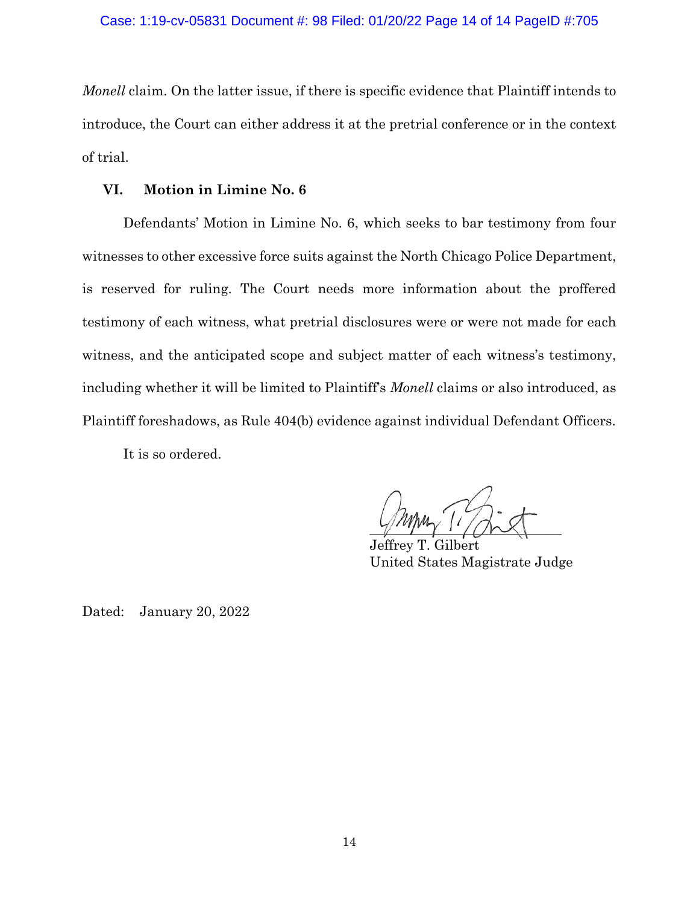*Monell* claim. On the latter issue, if there is specific evidence that Plaintiff intends to introduce, the Court can either address it at the pretrial conference or in the context of trial.

## VI. Motion in Limine No. 6

Defendants' Motion in Limine No. 6, which seeks to bar testimony from four witnesses to other excessive force suits against the North Chicago Police Department, is reserved for ruling. The Court needs more information about the proffered testimony of each witness, what pretrial disclosures were or were not made for each witness, and the anticipated scope and subject matter of each witness's testimony, including whether it will be limited to Plaintiff's *Monell* claims or also introduced, as Plaintiff foreshadows, as Rule 404(b) evidence against individual Defendant Officers.

It is so ordered.

Jeffrey T. Gilbert
United States Magistrate Judge

Dated: January 20, 2022